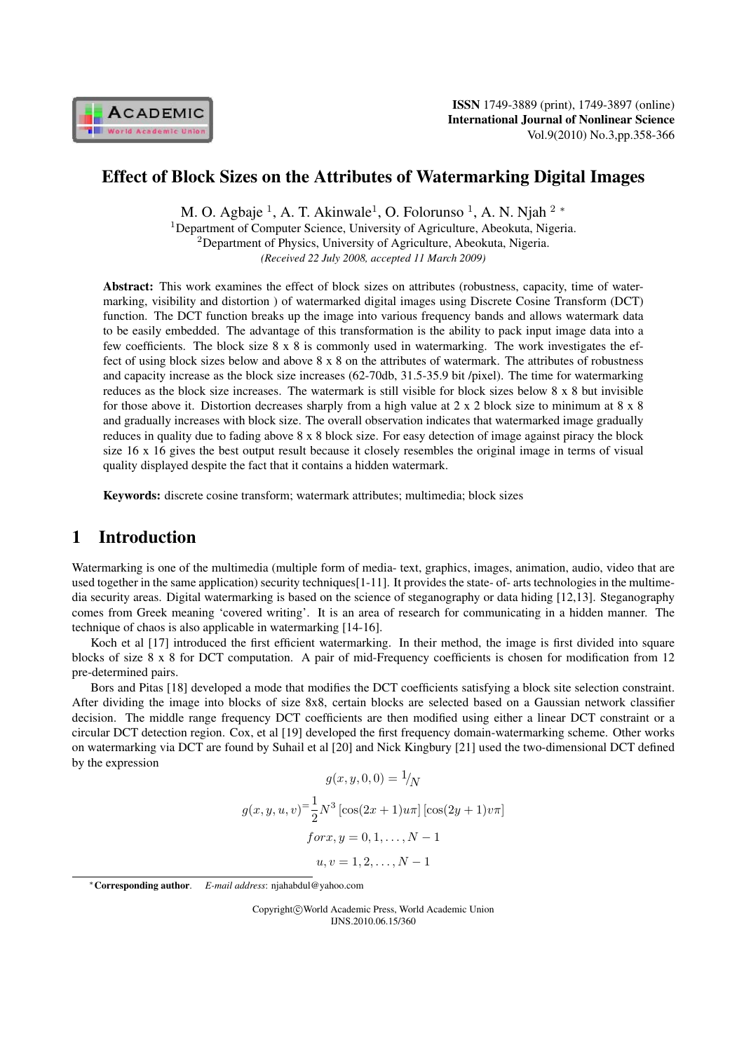# Effect of Block Sizes on the Attributes of Watermarking Digital Images

M. O. Agbaje [1], A. T. Akinwale[1], O. Folorunso [1], A. N. Njah [2] *

[1]Department of Computer Science, University of Agriculture, Abeokuta, Nigeria.
[2]Department of Physics, University of Agriculture, Abeokuta, Nigeria.
*(Received 22 July 2008, accepted 11 March 2009)*

**Abstract:** This work examines the effect of block sizes on attributes (robustness, capacity, time of watermarking, visibility and distortion ) of watermarked digital images using Discrete Cosine Transform (DCT) function. The DCT function breaks up the image into various frequency bands and allows watermark data to be easily embedded. The advantage of this transformation is the ability to pack input image data into a few coefficients. The block size 8 x 8 is commonly used in watermarking. The work investigates the effect of using block sizes below and above 8 x 8 on the attributes of watermark. The attributes of robustness and capacity increase as the block size increases (62-70db, 31.5-35.9 bit /pixel). The time for watermarking reduces as the block size increases. The watermark is still visible for block sizes below 8 x 8 but invisible for those above it. Distortion decreases sharply from a high value at 2 x 2 block size to minimum at 8 x 8 and gradually increases with block size. The overall observation indicates that watermarked image gradually reduces in quality due to fading above 8 x 8 block size. For easy detection of image against piracy the block size 16 x 16 gives the best output result because it closely resembles the original image in terms of visual quality displayed despite the fact that it contains a hidden watermark.

**Keywords:** discrete cosine transform; watermark attributes; multimedia; block sizes

## 1 Introduction

Watermarking is one of the multimedia (multiple form of media- text, graphics, images, animation, audio, video that are used together in the same application) security techniques[1-11]. It provides the state- of- arts technologies in the multimedia security areas. Digital watermarking is based on the science of steganography or data hiding [12,13]. Steganography comes from Greek meaning 'covered writing'. It is an area of research for communicating in a hidden manner. The technique of chaos is also applicable in watermarking [14-16].

Koch et al [17] introduced the first efficient watermarking. In their method, the image is first divided into square blocks of size 8 x 8 for DCT computation. A pair of mid-Frequency coefficients is chosen for modification from 12 pre-determined pairs.

Bors and Pitas [18] developed a mode that modifies the DCT coefficients satisfying a block site selection constraint. After dividing the image into blocks of size 8x8, certain blocks are selected based on a Gaussian network classifier decision. The middle range frequency DCT coefficients are then modified using either a linear DCT constraint or a circular DCT detection region. Cox, et al [19] developed the first frequency domain-watermarking scheme. Other works on watermarking via DCT are found by Suhail et al [20] and Nick Kingbury [21] used the two-dimensional DCT defined by the expression

$$g(x, y, 0, 0) = {}^{1}\!/_{N}$$

$$g(x, y, u, v) = \frac{1}{2}N^{3}\left[\cos(2x+1)u\pi\right]\left[\cos(2y+1)v\pi\right]$$

$$for\, x, y = 0, 1, \ldots, N-1$$

$$u, v = 1, 2, \ldots, N-1$$

*Corresponding author. *E-mail address*: njahabdul@yahoo.com

Copyright©World Academic Press, World Academic Union
IJNS.2010.06.15/360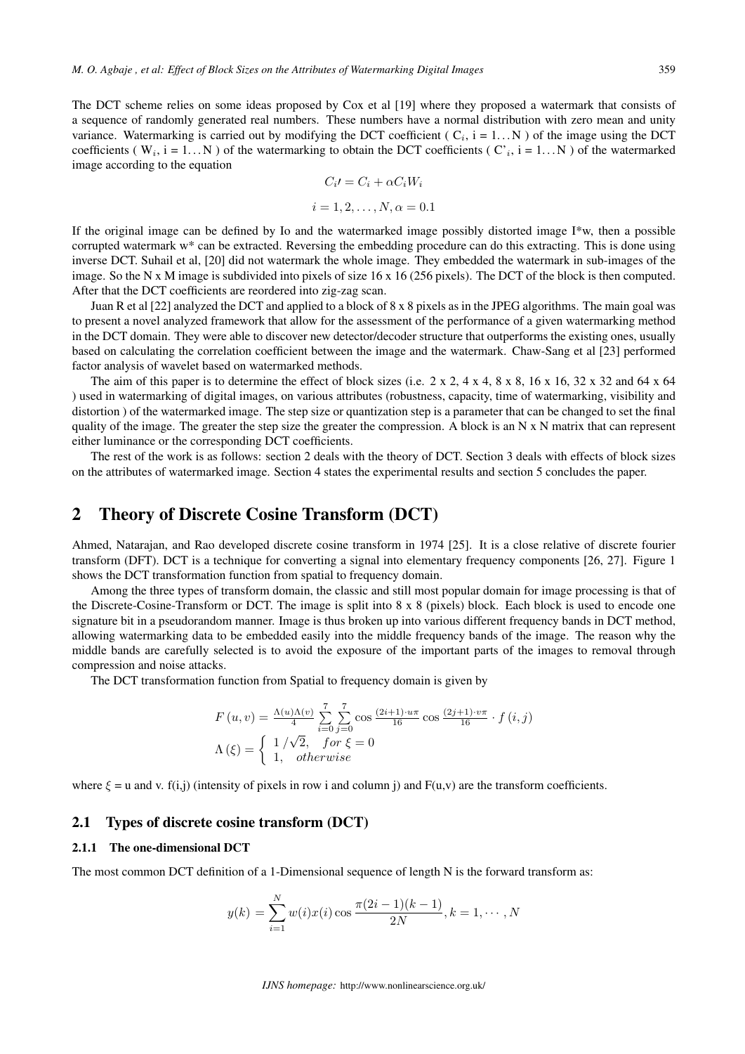The DCT scheme relies on some ideas proposed by Cox et al [19] where they proposed a watermark that consists of a sequence of randomly generated real numbers. These numbers have a normal distribution with zero mean and unity variance. Watermarking is carried out by modifying the DCT coefficient ( $C_i$, i = 1...N ) of the image using the DCT coefficients ( $W_i$, i = 1...N ) of the watermarking to obtain the DCT coefficients ( $C'_i$, i = 1...N ) of the watermarked image according to the equation

$$C_i\prime = C_i + \alpha C_i W_i$$

$$i = 1, 2, \ldots, N, \alpha = 0.1$$

If the original image can be defined by Io and the watermarked image possibly distorted image I*w, then a possible corrupted watermark w* can be extracted. Reversing the embedding procedure can do this extracting. This is done using inverse DCT. Suhail et al, [20] did not watermark the whole image. They embedded the watermark in sub-images of the image. So the N x M image is subdivided into pixels of size 16 x 16 (256 pixels). The DCT of the block is then computed. After that the DCT coefficients are reordered into zig-zag scan.

Juan R et al [22] analyzed the DCT and applied to a block of 8 x 8 pixels as in the JPEG algorithms. The main goal was to present a novel analyzed framework that allow for the assessment of the performance of a given watermarking method in the DCT domain. They were able to discover new detector/decoder structure that outperforms the existing ones, usually based on calculating the correlation coefficient between the image and the watermark. Chaw-Sang et al [23] performed factor analysis of wavelet based on watermarked methods.

The aim of this paper is to determine the effect of block sizes (i.e. 2 x 2, 4 x 4, 8 x 8, 16 x 16, 32 x 32 and 64 x 64 ) used in watermarking of digital images, on various attributes (robustness, capacity, time of watermarking, visibility and distortion ) of the watermarked image. The step size or quantization step is a parameter that can be changed to set the final quality of the image. The greater the step size the greater the compression. A block is an N x N matrix that can represent either luminance or the corresponding DCT coefficients.

The rest of the work is as follows: section 2 deals with the theory of DCT. Section 3 deals with effects of block sizes on the attributes of watermarked image. Section 4 states the experimental results and section 5 concludes the paper.

## 2 Theory of Discrete Cosine Transform (DCT)

Ahmed, Natarajan, and Rao developed discrete cosine transform in 1974 [25]. It is a close relative of discrete fourier transform (DFT). DCT is a technique for converting a signal into elementary frequency components [26, 27]. Figure 1 shows the DCT transformation function from spatial to frequency domain.

Among the three types of transform domain, the classic and still most popular domain for image processing is that of the Discrete-Cosine-Transform or DCT. The image is split into 8 x 8 (pixels) block. Each block is used to encode one signature bit in a pseudorandom manner. Image is thus broken up into various different frequency bands in DCT method, allowing watermarking data to be embedded easily into the middle frequency bands of the image. The reason why the middle bands are carefully selected is to avoid the exposure of the important parts of the images to removal through compression and noise attacks.

The DCT transformation function from Spatial to frequency domain is given by

$$F\left(u,v\right) = \frac{\Lambda(u)\Lambda(v)}{4} \sum_{i=0}^{7} \sum_{j=0}^{7} \cos\frac{(2i+1)\cdot u\pi}{16} \cos\frac{(2j+1)\cdot v\pi}{16} \cdot f\left(i,j\right)$$

$$\Lambda\left(\xi\right) = \begin{cases} 1\,/\sqrt{2}, & for\ \xi = 0 \\ 1, & otherwise \end{cases}$$

where $\xi$ = u and v. f(i,j) (intensity of pixels in row i and column j) and F(u,v) are the transform coefficients.

### 2.1 Types of discrete cosine transform (DCT)

#### 2.1.1 The one-dimensional DCT

The most common DCT definition of a 1-Dimensional sequence of length N is the forward transform as:

$$y(k) = \sum_{i=1}^{N} w(i)x(i)\cos\frac{\pi(2i-1)(k-1)}{2N}, k = 1, \cdots, N$$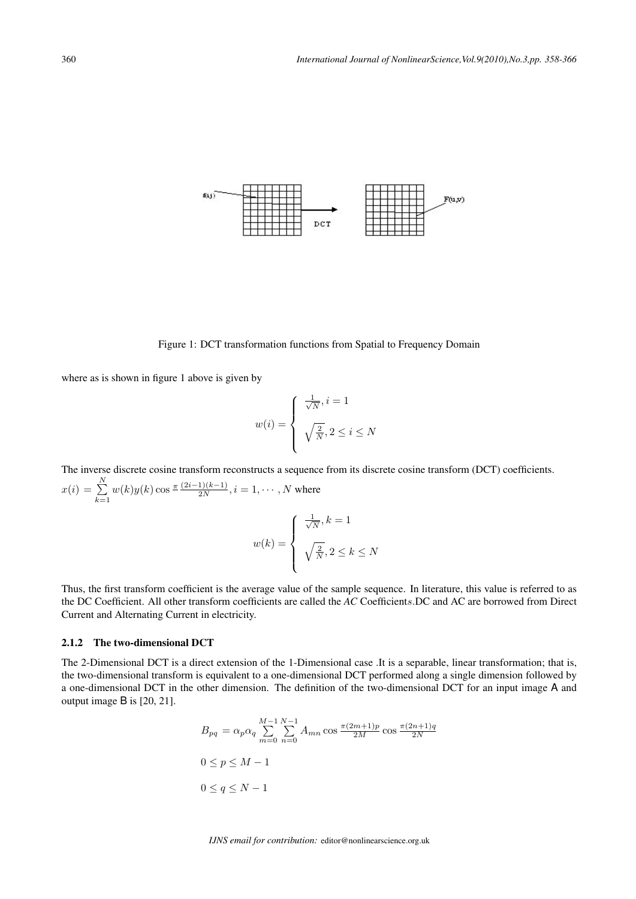Figure 1: DCT transformation functions from Spatial to Frequency Domain

where as is shown in figure 1 above is given by

$$w(i) = \begin{cases} \frac{1}{\sqrt{N}}, i = 1 \\ \sqrt{\frac{2}{N}}, 2 \leq i \leq N \end{cases}$$

The inverse discrete cosine transform reconstructs a sequence from its discrete cosine transform (DCT) coefficients.

$x(i) = \sum_{k=1}^{N} w(k)y(k) \cos \frac{\pi}{} \frac{(2i-1)(k-1)}{2N}, i = 1, \cdots, N$ where

$$w(k) = \begin{cases} \frac{1}{\sqrt{N}}, k = 1 \\ \sqrt{\frac{2}{N}}, 2 \leq k \leq N \end{cases}$$

Thus, the first transform coefficient is the average value of the sample sequence. In literature, this value is referred to as the DC Coefficient. All other transform coefficients are called the *AC* Coefficient$s$.DC and AC are borrowed from Direct Current and Alternating Current in electricity.

### 2.1.2 The two-dimensional DCT

The 2-Dimensional DCT is a direct extension of the 1-Dimensional case .It is a separable, linear transformation; that is, the two-dimensional transform is equivalent to a one-dimensional DCT performed along a single dimension followed by a one-dimensional DCT in the other dimension. The definition of the two-dimensional DCT for an input image A and output image B is [20, 21].

$$B_{pq} = \alpha_p \alpha_q \sum_{m=0}^{M-1} \sum_{n=0}^{N-1} A_{mn} \cos \frac{\pi(2m+1)p}{2M} \cos \frac{\pi(2n+1)q}{2N}$$

$$0 \leq p \leq M - 1$$

$$0 \leq q \leq N - 1$$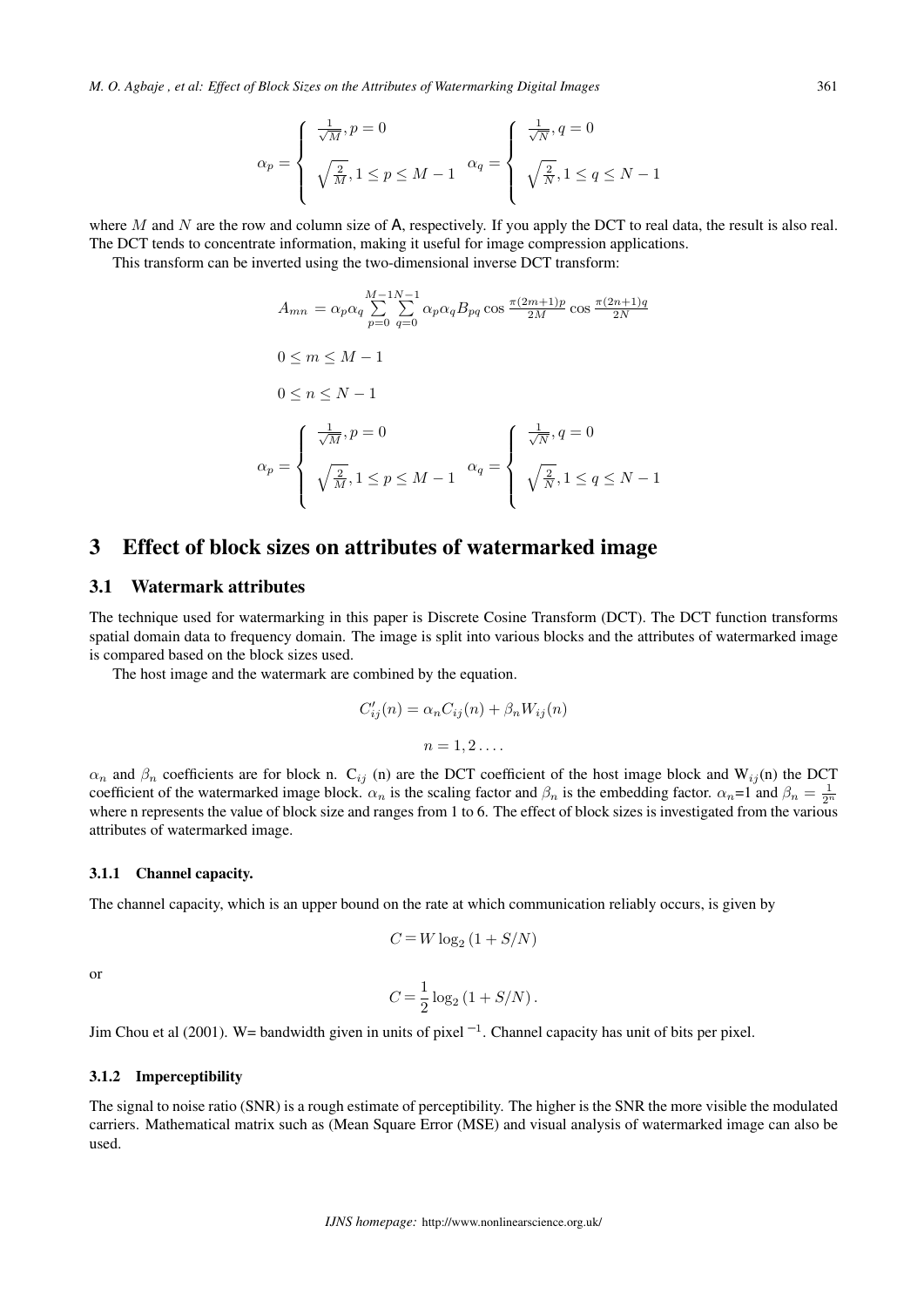$$\alpha_p = \begin{cases} \frac{1}{\sqrt{M}}, p = 0 \\ \sqrt{\frac{2}{M}}, 1 \leq p \leq M-1 \end{cases} \quad \alpha_q = \begin{cases} \frac{1}{\sqrt{N}}, q = 0 \\ \sqrt{\frac{2}{N}}, 1 \leq q \leq N-1 \end{cases}$$

where $M$ and $N$ are the row and column size of A, respectively. If you apply the DCT to real data, the result is also real. The DCT tends to concentrate information, making it useful for image compression applications.

This transform can be inverted using the two-dimensional inverse DCT transform:

$$A_{mn} = \alpha_p \alpha_q \sum_{p=0}^{M-1} \sum_{q=0}^{N-1} \alpha_p \alpha_q B_{pq} \cos \frac{\pi(2m+1)p}{2M} \cos \frac{\pi(2n+1)q}{2N}$$

$$0 \leq m \leq M-1$$

$$0 \leq n \leq N-1$$

$$\alpha_p = \begin{cases} \frac{1}{\sqrt{M}}, p = 0 \\ \sqrt{\frac{2}{M}}, 1 \leq p \leq M-1 \end{cases} \quad \alpha_q = \begin{cases} \frac{1}{\sqrt{N}}, q = 0 \\ \sqrt{\frac{2}{N}}, 1 \leq q \leq N-1 \end{cases}$$

# 3 Effect of block sizes on attributes of watermarked image

## 3.1 Watermark attributes

The technique used for watermarking in this paper is Discrete Cosine Transform (DCT). The DCT function transforms spatial domain data to frequency domain. The image is split into various blocks and the attributes of watermarked image is compared based on the block sizes used.

The host image and the watermark are combined by the equation.

$$C'_{ij}(n) = \alpha_n C_{ij}(n) + \beta_n W_{ij}(n)$$

$$n = 1, 2 \ldots.$$

$\alpha_n$ and $\beta_n$ coefficients are for block n. $C_{ij}$ (n) are the DCT coefficient of the host image block and $W_{ij}$(n) the DCT coefficient of the watermarked image block. $\alpha_n$ is the scaling factor and $\beta_n$ is the embedding factor. $\alpha_n$=1 and $\beta_n = \frac{1}{2^n}$ where n represents the value of block size and ranges from 1 to 6. The effect of block sizes is investigated from the various attributes of watermarked image.

### 3.1.1 Channel capacity.

The channel capacity, which is an upper bound on the rate at which communication reliably occurs, is given by

$$C = W \log_2 (1 + S/N)$$

or

$$C = \frac{1}{2} \log_2 (1 + S/N).$$

Jim Chou et al (2001). W= bandwidth given in units of pixel $^{-1}$. Channel capacity has unit of bits per pixel.

### 3.1.2 Imperceptibility

The signal to noise ratio (SNR) is a rough estimate of perceptibility. The higher is the SNR the more visible the modulated carriers. Mathematical matrix such as (Mean Square Error (MSE) and visual analysis of watermarked image can also be used.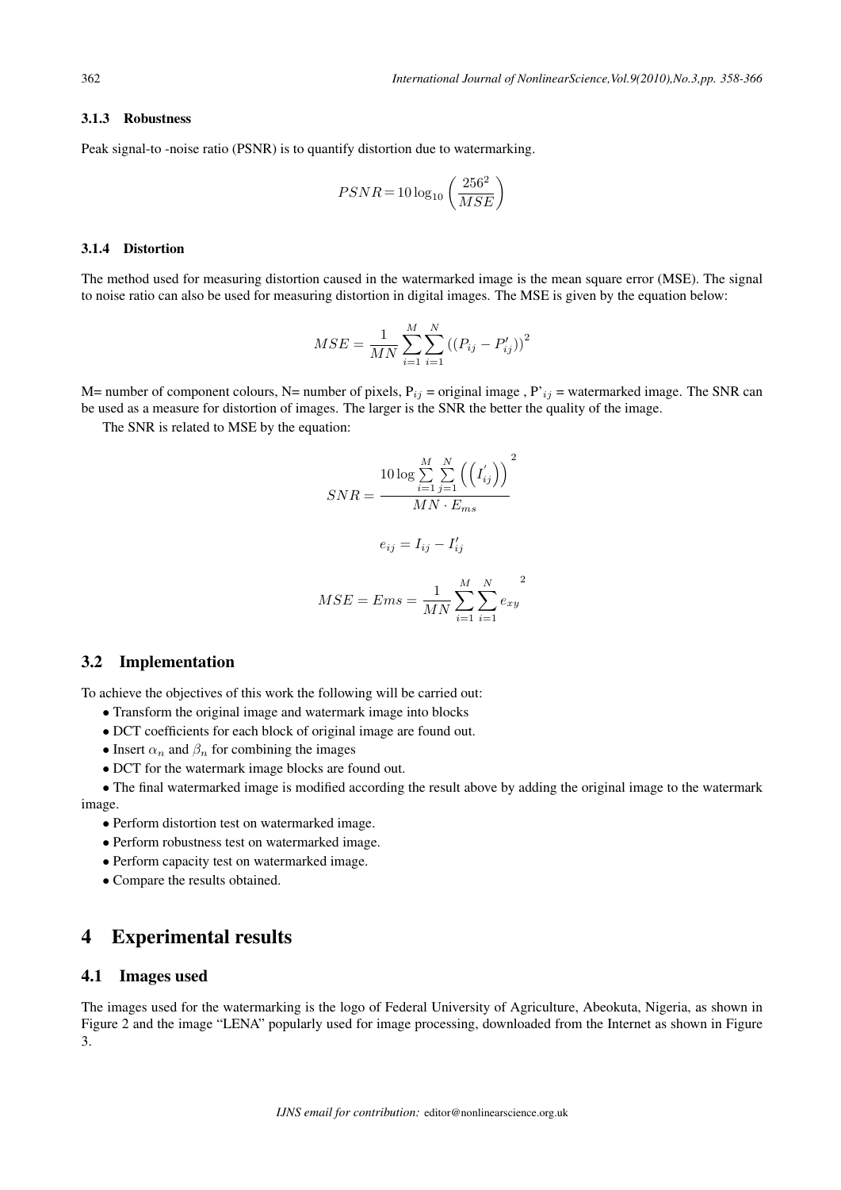#### 3.1.3 Robustness

Peak signal-to -noise ratio (PSNR) is to quantify distortion due to watermarking.

$$PSNR = 10\log_{10}\left(\frac{256^2}{MSE}\right)$$

#### 3.1.4 Distortion

The method used for measuring distortion caused in the watermarked image is the mean square error (MSE). The signal to noise ratio can also be used for measuring distortion in digital images. The MSE is given by the equation below:

$$MSE = \frac{1}{MN}\sum_{i=1}^{M}\sum_{i=1}^{N}\left((P_{ij} - P'_{ij})\right)^2$$

M= number of component colours, N= number of pixels, $P_{ij}$ = original image , $P'_{ij}$ = watermarked image. The SNR can be used as a measure for distortion of images. The larger is the SNR the better the quality of the image.

The SNR is related to MSE by the equation:

$$SNR = \frac{10\log\sum\limits_{i=1}^{M}\sum\limits_{j=1}^{N}\left(\left(I'_{ij}\right)\right)^2}{MN \cdot E_{ms}}$$

$$e_{ij} = I_{ij} - I'_{ij}$$

$$MSE = Ems = \frac{1}{MN}\sum_{i=1}^{M}\sum_{i=1}^{N}e_{xy}^{\;\;2}$$

### 3.2 Implementation

To achieve the objectives of this work the following will be carried out:

- Transform the original image and watermark image into blocks
- DCT coefficients for each block of original image are found out.
- Insert $\alpha_n$ and $\beta_n$ for combining the images
- DCT for the watermark image blocks are found out.
- The final watermarked image is modified according the result above by adding the original image to the watermark image.
- Perform distortion test on watermarked image.
- Perform robustness test on watermarked image.
- Perform capacity test on watermarked image.
- Compare the results obtained.

## 4 Experimental results

### 4.1 Images used

The images used for the watermarking is the logo of Federal University of Agriculture, Abeokuta, Nigeria, as shown in Figure 2 and the image "LENA" popularly used for image processing, downloaded from the Internet as shown in Figure 3.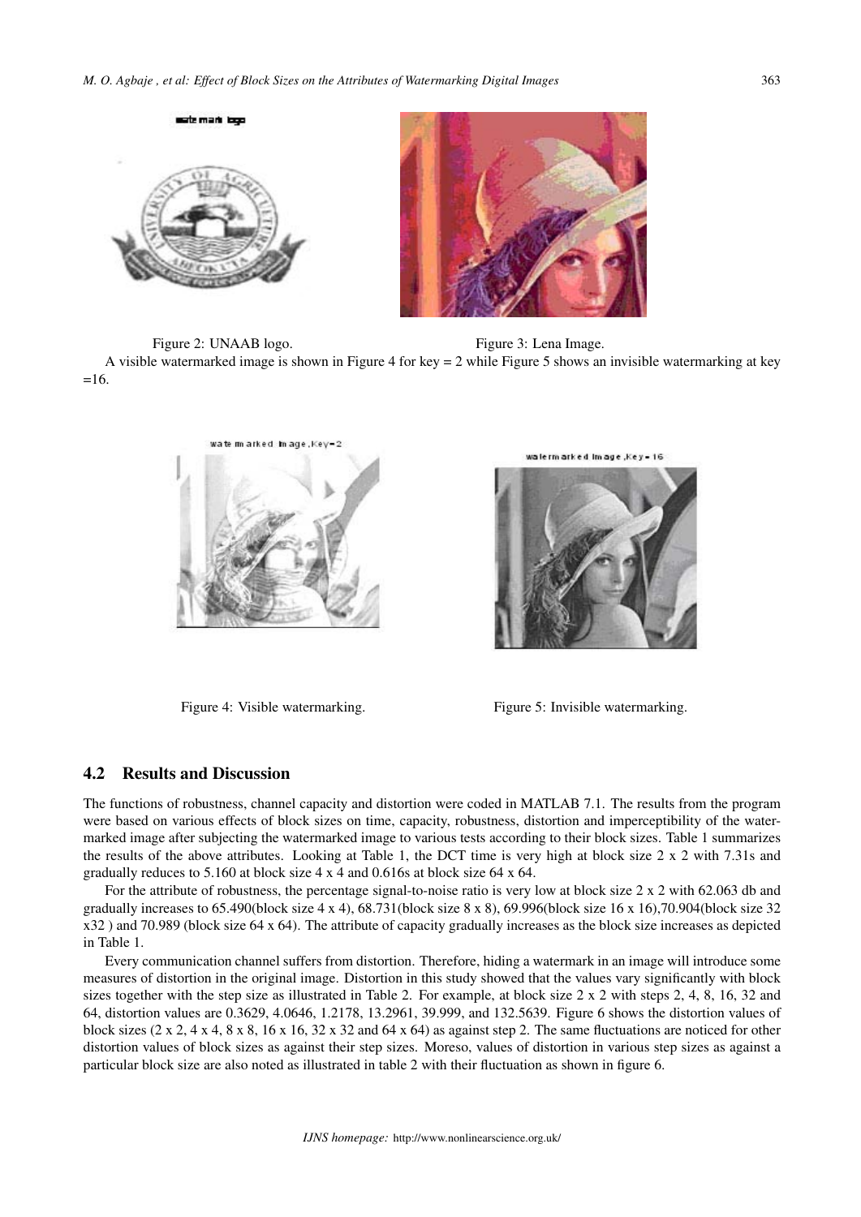Figure 2: UNAAB logo.

Figure 3: Lena Image.

A visible watermarked image is shown in Figure 4 for key = 2 while Figure 5 shows an invisible watermarking at key =16.

Figure 4: Visible watermarking.

Figure 5: Invisible watermarking.

## 4.2 Results and Discussion

The functions of robustness, channel capacity and distortion were coded in MATLAB 7.1. The results from the program were based on various effects of block sizes on time, capacity, robustness, distortion and imperceptibility of the watermarked image after subjecting the watermarked image to various tests according to their block sizes. Table 1 summarizes the results of the above attributes. Looking at Table 1, the DCT time is very high at block size 2 x 2 with 7.31s and gradually reduces to 5.160 at block size 4 x 4 and 0.616s at block size 64 x 64.

For the attribute of robustness, the percentage signal-to-noise ratio is very low at block size 2 x 2 with 62.063 db and gradually increases to 65.490(block size 4 x 4), 68.731(block size 8 x 8), 69.996(block size 16 x 16),70.904(block size 32 x32 ) and 70.989 (block size 64 x 64). The attribute of capacity gradually increases as the block size increases as depicted in Table 1.

Every communication channel suffers from distortion. Therefore, hiding a watermark in an image will introduce some measures of distortion in the original image. Distortion in this study showed that the values vary significantly with block sizes together with the step size as illustrated in Table 2. For example, at block size 2 x 2 with steps 2, 4, 8, 16, 32 and 64, distortion values are 0.3629, 4.0646, 1.2178, 13.2961, 39.999, and 132.5639. Figure 6 shows the distortion values of block sizes (2 x 2, 4 x 4, 8 x 8, 16 x 16, 32 x 32 and 64 x 64) as against step 2. The same fluctuations are noticed for other distortion values of block sizes as against their step sizes. Moreso, values of distortion in various step sizes as against a particular block size are also noted as illustrated in table 2 with their fluctuation as shown in figure 6.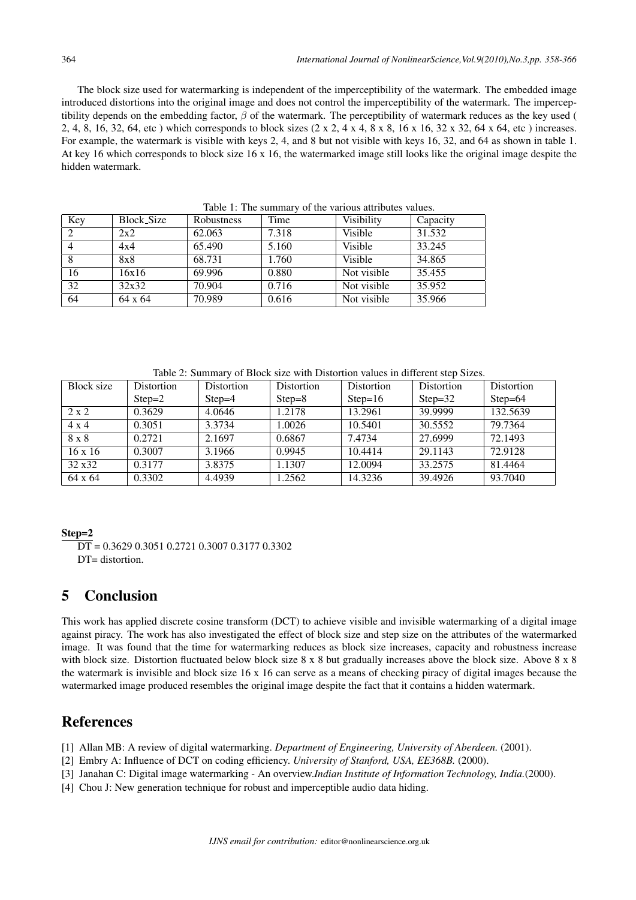The block size used for watermarking is independent of the imperceptibility of the watermark. The embedded image introduced distortions into the original image and does not control the imperceptibility of the watermark. The imperceptibility depends on the embedding factor, $\beta$ of the watermark. The perceptibility of watermark reduces as the key used ( 2, 4, 8, 16, 32, 64, etc ) which corresponds to block sizes (2 x 2, 4 x 4, 8 x 8, 16 x 16, 32 x 32, 64 x 64, etc ) increases. For example, the watermark is visible with keys 2, 4, and 8 but not visible with keys 16, 32, and 64 as shown in table 1. At key 16 which corresponds to block size 16 x 16, the watermarked image still looks like the original image despite the hidden watermark.

Table 1: The summary of the various attributes values.

| Key | Block_Size | Robustness | Time | Visibility | Capacity |
|---|---|---|---|---|---|
| 2 | 2x2 | 62.063 | 7.318 | Visible | 31.532 |
| 4 | 4x4 | 65.490 | 5.160 | Visible | 33.245 |
| 8 | 8x8 | 68.731 | 1.760 | Visible | 34.865 |
| 16 | 16x16 | 69.996 | 0.880 | Not visible | 35.455 |
| 32 | 32x32 | 70.904 | 0.716 | Not visible | 35.952 |
| 64 | 64 x 64 | 70.989 | 0.616 | Not visible | 35.966 |

Table 2: Summary of Block size with Distortion values in different step Sizes.

| Block size | Distortion Step=2 | Distortion Step=4 | Distortion Step=8 | Distortion Step=16 | Distortion Step=32 | Distortion Step=64 |
|---|---|---|---|---|---|---|
| 2 x 2 | 0.3629 | 4.0646 | 1.2178 | 13.2961 | 39.9999 | 132.5639 |
| 4 x 4 | 0.3051 | 3.3734 | 1.0026 | 10.5401 | 30.5552 | 79.7364 |
| 8 x 8 | 0.2721 | 2.1697 | 0.6867 | 7.4734 | 27.6999 | 72.1493 |
| 16 x 16 | 0.3007 | 3.1966 | 0.9945 | 10.4414 | 29.1143 | 72.9128 |
| 32 x32 | 0.3177 | 3.8375 | 1.1307 | 12.0094 | 33.2575 | 81.4464 |
| 64 x 64 | 0.3302 | 4.4939 | 1.2562 | 14.3236 | 39.4926 | 93.7040 |

**Step=2**

DT = 0.3629 0.3051 0.2721 0.3007 0.3177 0.3302

DT= distortion.

# 5 Conclusion

This work has applied discrete cosine transform (DCT) to achieve visible and invisible watermarking of a digital image against piracy. The work has also investigated the effect of block size and step size on the attributes of the watermarked image. It was found that the time for watermarking reduces as block size increases, capacity and robustness increase with block size. Distortion fluctuated below block size 8 x 8 but gradually increases above the block size. Above 8 x 8 the watermark is invisible and block size 16 x 16 can serve as a means of checking piracy of digital images because the watermarked image produced resembles the original image despite the fact that it contains a hidden watermark.

# References

[1] Allan MB: A review of digital watermarking. *Department of Engineering, University of Aberdeen.* (2001).

[2] Embry A: Influence of DCT on coding efficiency. *University of Stanford, USA, EE368B.* (2000).

[3] Janahan C: Digital image watermarking - An overview.*Indian Institute of Information Technology, India.*(2000).

[4] Chou J: New generation technique for robust and imperceptible audio data hiding.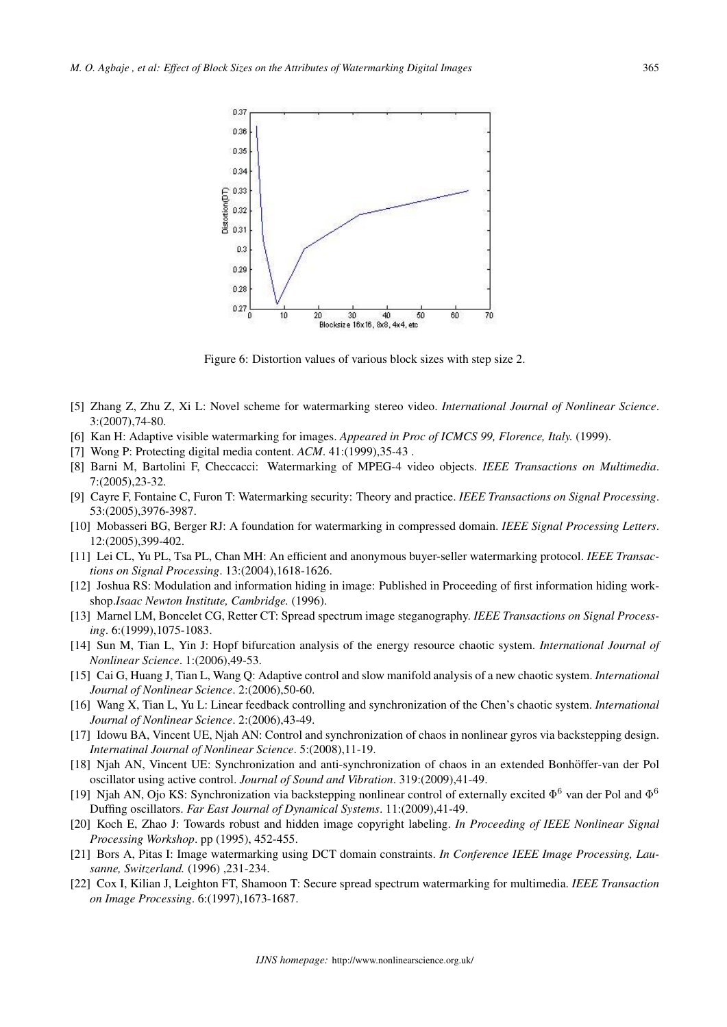Figure 6: Distortion values of various block sizes with step size 2.

[5] Zhang Z, Zhu Z, Xi L: Novel scheme for watermarking stereo video. *International Journal of Nonlinear Science*. 3:(2007),74-80.

[6] Kan H: Adaptive visible watermarking for images. *Appeared in Proc of ICMCS 99, Florence, Italy.* (1999).

[7] Wong P: Protecting digital media content. *ACM*. 41:(1999),35-43 .

[8] Barni M, Bartolini F, Checcacci: Watermarking of MPEG-4 video objects. *IEEE Transactions on Multimedia*. 7:(2005),23-32.

[9] Cayre F, Fontaine C, Furon T: Watermarking security: Theory and practice. *IEEE Transactions on Signal Processing*. 53:(2005),3976-3987.

[10] Mobasseri BG, Berger RJ: A foundation for watermarking in compressed domain. *IEEE Signal Processing Letters*. 12:(2005),399-402.

[11] Lei CL, Yu PL, Tsa PL, Chan MH: An efficient and anonymous buyer-seller watermarking protocol. *IEEE Transactions on Signal Processing*. 13:(2004),1618-1626.

[12] Joshua RS: Modulation and information hiding in image: Published in Proceeding of first information hiding workshop.*Isaac Newton Institute, Cambridge.* (1996).

[13] Marnel LM, Boncelet CG, Retter CT: Spread spectrum image steganography. *IEEE Transactions on Signal Processing*. 6:(1999),1075-1083.

[14] Sun M, Tian L, Yin J: Hopf bifurcation analysis of the energy resource chaotic system. *International Journal of Nonlinear Science*. 1:(2006),49-53.

[15] Cai G, Huang J, Tian L, Wang Q: Adaptive control and slow manifold analysis of a new chaotic system. *International Journal of Nonlinear Science*. 2:(2006),50-60.

[16] Wang X, Tian L, Yu L: Linear feedback controlling and synchronization of the Chen's chaotic system. *International Journal of Nonlinear Science*. 2:(2006),43-49.

[17] Idowu BA, Vincent UE, Njah AN: Control and synchronization of chaos in nonlinear gyros via backstepping design. *Internatinal Journal of Nonlinear Science*. 5:(2008),11-19.

[18] Njah AN, Vincent UE: Synchronization and anti-synchronization of chaos in an extended Bonhöffer-van der Pol oscillator using active control. *Journal of Sound and Vibration*. 319:(2009),41-49.

[19] Njah AN, Ojo KS: Synchronization via backstepping nonlinear control of externally excited $\Phi^6$ van der Pol and $\Phi^6$ Duffing oscillators. *Far East Journal of Dynamical Systems*. 11:(2009),41-49.

[20] Koch E, Zhao J: Towards robust and hidden image copyright labeling. *In Proceeding of IEEE Nonlinear Signal Processing Workshop*. pp (1995), 452-455.

[21] Bors A, Pitas I: Image watermarking using DCT domain constraints. *In Conference IEEE Image Processing, Lausanne, Switzerland.* (1996) ,231-234.

[22] Cox I, Kilian J, Leighton FT, Shamoon T: Secure spread spectrum watermarking for multimedia. *IEEE Transaction on Image Processing*. 6:(1997),1673-1687.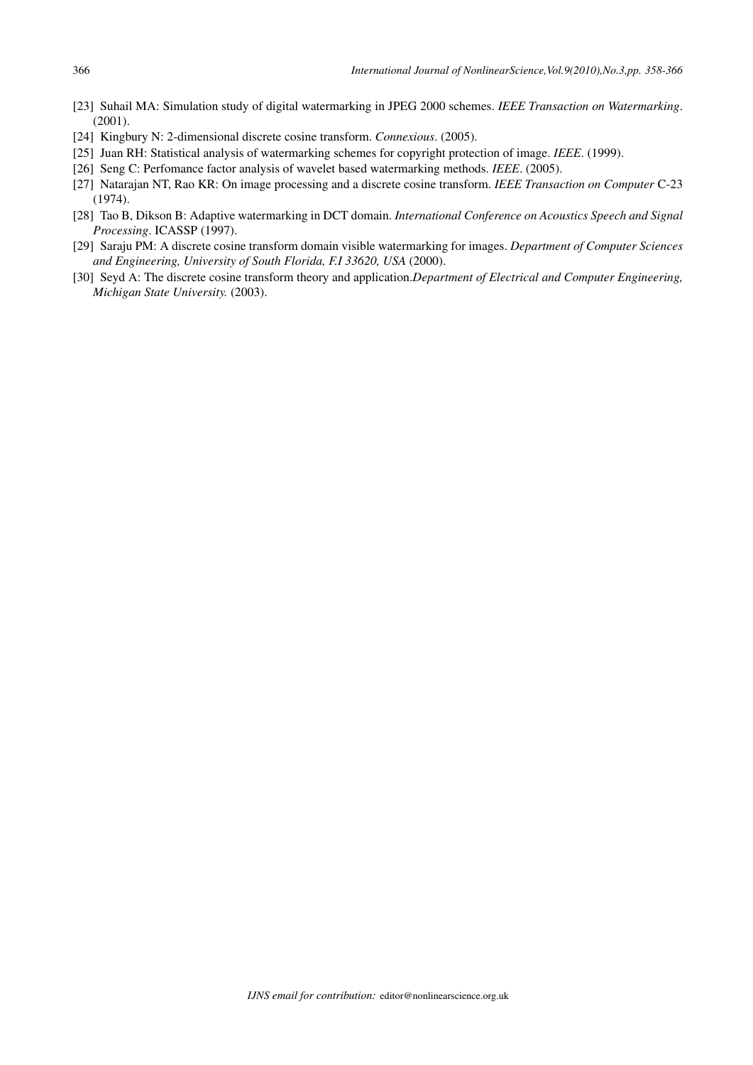[23] Suhail MA: Simulation study of digital watermarking in JPEG 2000 schemes. *IEEE Transaction on Watermarking*. (2001).

[24] Kingbury N: 2-dimensional discrete cosine transform. *Connexious*. (2005).

[25] Juan RH: Statistical analysis of watermarking schemes for copyright protection of image. *IEEE*. (1999).

[26] Seng C: Perfomance factor analysis of wavelet based watermarking methods. *IEEE*. (2005).

[27] Natarajan NT, Rao KR: On image processing and a discrete cosine transform. *IEEE Transaction on Computer* C-23 (1974).

[28] Tao B, Dikson B: Adaptive watermarking in DCT domain. *International Conference on Acoustics Speech and Signal Processing*. ICASSP (1997).

[29] Saraju PM: A discrete cosine transform domain visible watermarking for images. *Department of Computer Sciences and Engineering, University of South Florida, F.I 33620, USA* (2000).

[30] Seyd A: The discrete cosine transform theory and application.*Department of Electrical and Computer Engineering, Michigan State University.* (2003).